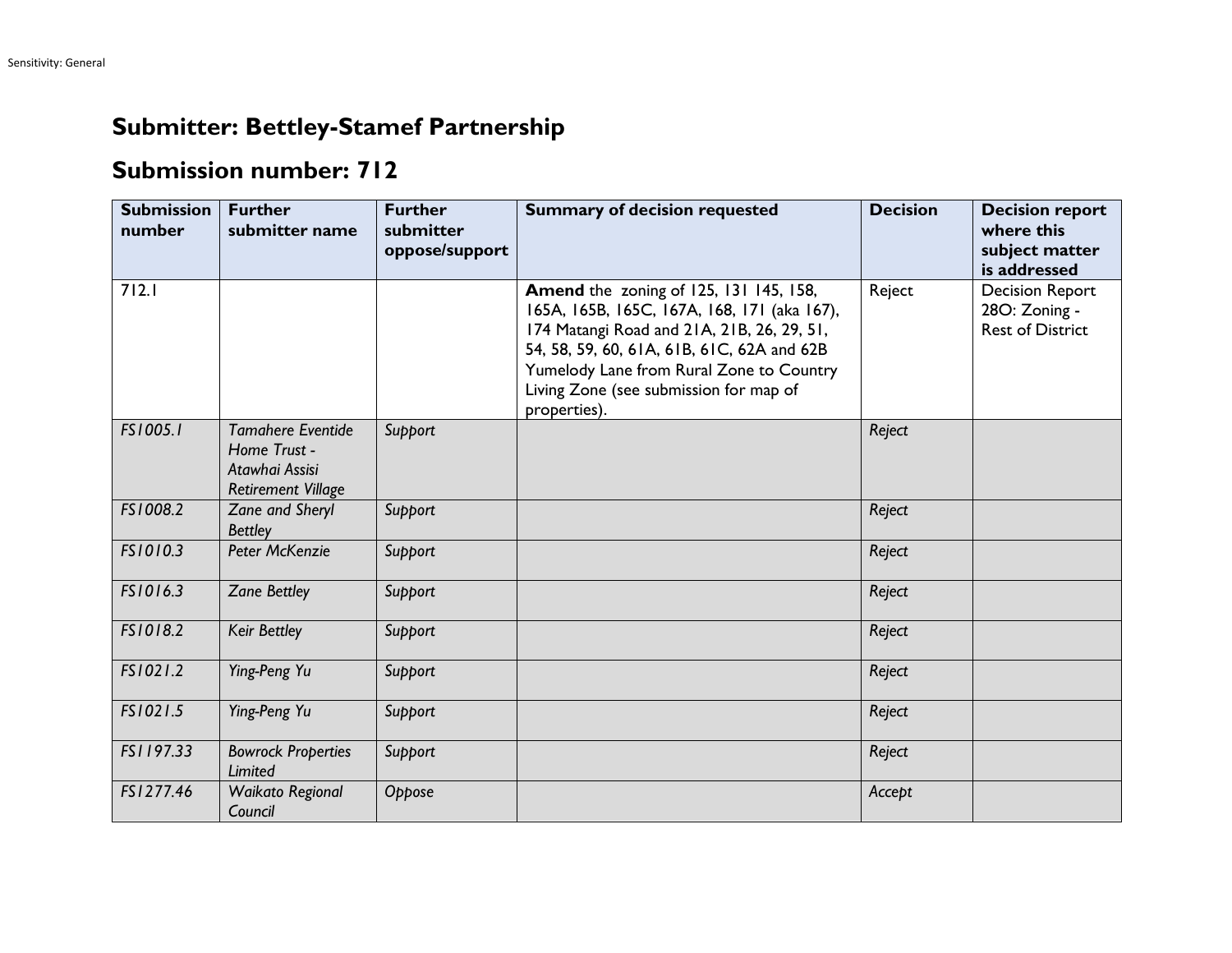## Submitter: Bettley-Stamef Partnership

## Submission number: 712

| Submission number | Further submitter name | Further submitter oppose/support | Summary of decision requested | Decision | Decision report where this subject matter is addressed |
|---|---|---|---|---|---|
| 712.1 | | | **Amend** the zoning of 125, 131 145, 158, 165A, 165B, 165C, 167A, 168, 171 (aka 167), 174 Matangi Road and 21A, 21B, 26, 29, 51, 54, 58, 59, 60, 61A, 61B, 61C, 62A and 62B Yumelody Lane from Rural Zone to Country Living Zone (see submission for map of properties). | Reject | Decision Report 28O: Zoning - Rest of District |
| *FS1005.1* | *Tamahere Eventide Home Trust - Atawhai Assisi Retirement Village* | *Support* | | *Reject* | |
| *FS1008.2* | *Zane and Sheryl Bettley* | *Support* | | *Reject* | |
| *FS1010.3* | *Peter McKenzie* | *Support* | | *Reject* | |
| *FS1016.3* | *Zane Bettley* | *Support* | | *Reject* | |
| *FS1018.2* | *Keir Bettley* | *Support* | | *Reject* | |
| *FS1021.2* | *Ying-Peng Yu* | *Support* | | *Reject* | |
| *FS1021.5* | *Ying-Peng Yu* | *Support* | | *Reject* | |
| *FS1197.33* | *Bowrock Properties Limited* | *Support* | | *Reject* | |
| *FS1277.46* | *Waikato Regional Council* | *Oppose* | | *Accept* | |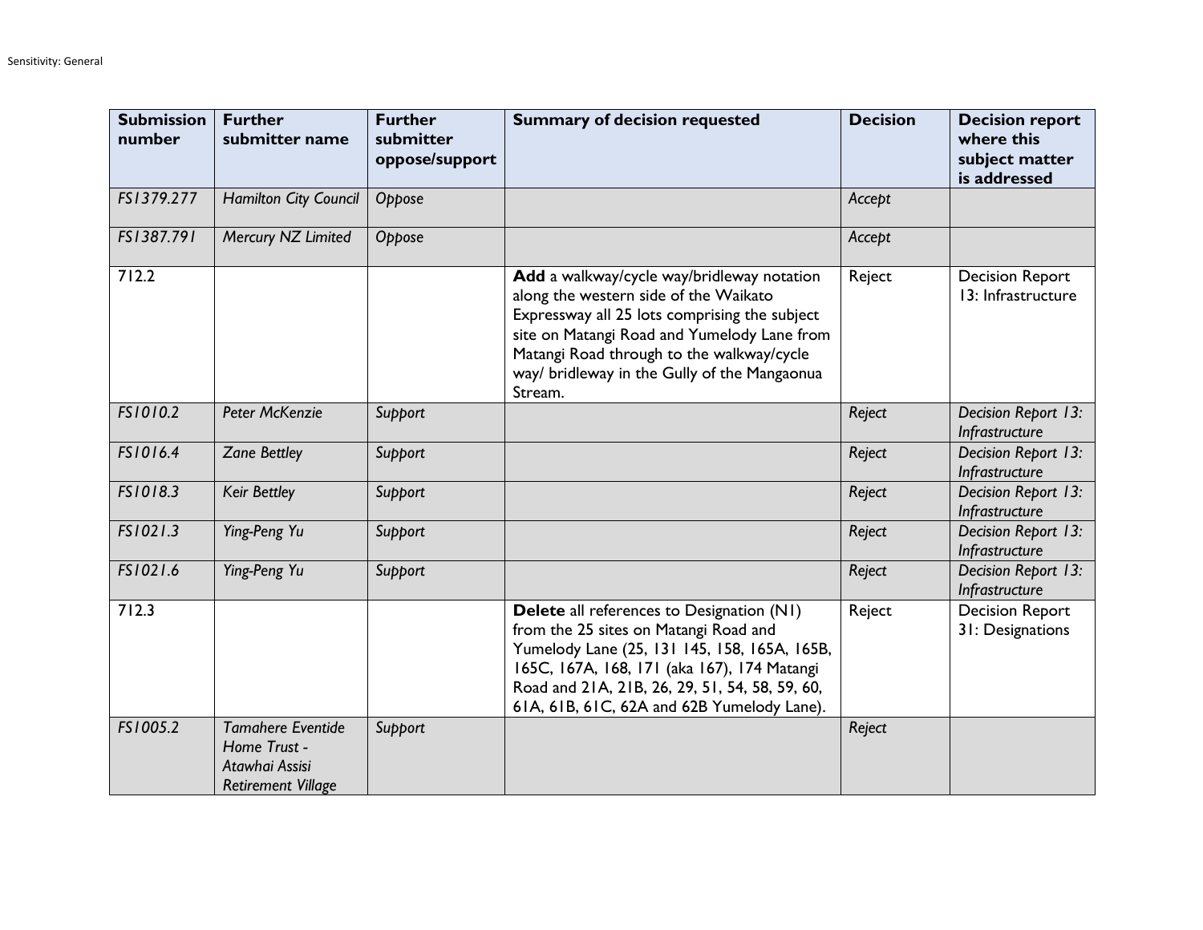| Submission number | Further submitter name | Further submitter oppose/support | Summary of decision requested | Decision | Decision report where this subject matter is addressed |
|---|---|---|---|---|---|
| *FS1379.277* | *Hamilton City Council* | *Oppose* | | *Accept* | |
| *FS1387.791* | *Mercury NZ Limited* | *Oppose* | | *Accept* | |
| 712.2 | | | **Add** a walkway/cycle way/bridleway notation along the western side of the Waikato Expressway all 25 lots comprising the subject site on Matangi Road and Yumelody Lane from Matangi Road through to the walkway/cycle way/ bridleway in the Gully of the Mangaonua Stream. | Reject | Decision Report 13: Infrastructure |
| *FS1010.2* | *Peter McKenzie* | *Support* | | *Reject* | *Decision Report 13: Infrastructure* |
| *FS1016.4* | *Zane Bettley* | *Support* | | *Reject* | *Decision Report 13: Infrastructure* |
| *FS1018.3* | *Keir Bettley* | *Support* | | *Reject* | *Decision Report 13: Infrastructure* |
| *FS1021.3* | *Ying-Peng Yu* | *Support* | | *Reject* | *Decision Report 13: Infrastructure* |
| *FS1021.6* | *Ying-Peng Yu* | *Support* | | *Reject* | *Decision Report 13: Infrastructure* |
| 712.3 | | | **Delete** all references to Designation (N1) from the 25 sites on Matangi Road and Yumelody Lane (25, 131 145, 158, 165A, 165B, 165C, 167A, 168, 171 (aka 167), 174 Matangi Road and 21A, 21B, 26, 29, 51, 54, 58, 59, 60, 61A, 61B, 61C, 62A and 62B Yumelody Lane). | Reject | Decision Report 31: Designations |
| *FS1005.2* | *Tamahere Eventide Home Trust - Atawhai Assisi Retirement Village* | *Support* | | *Reject* | |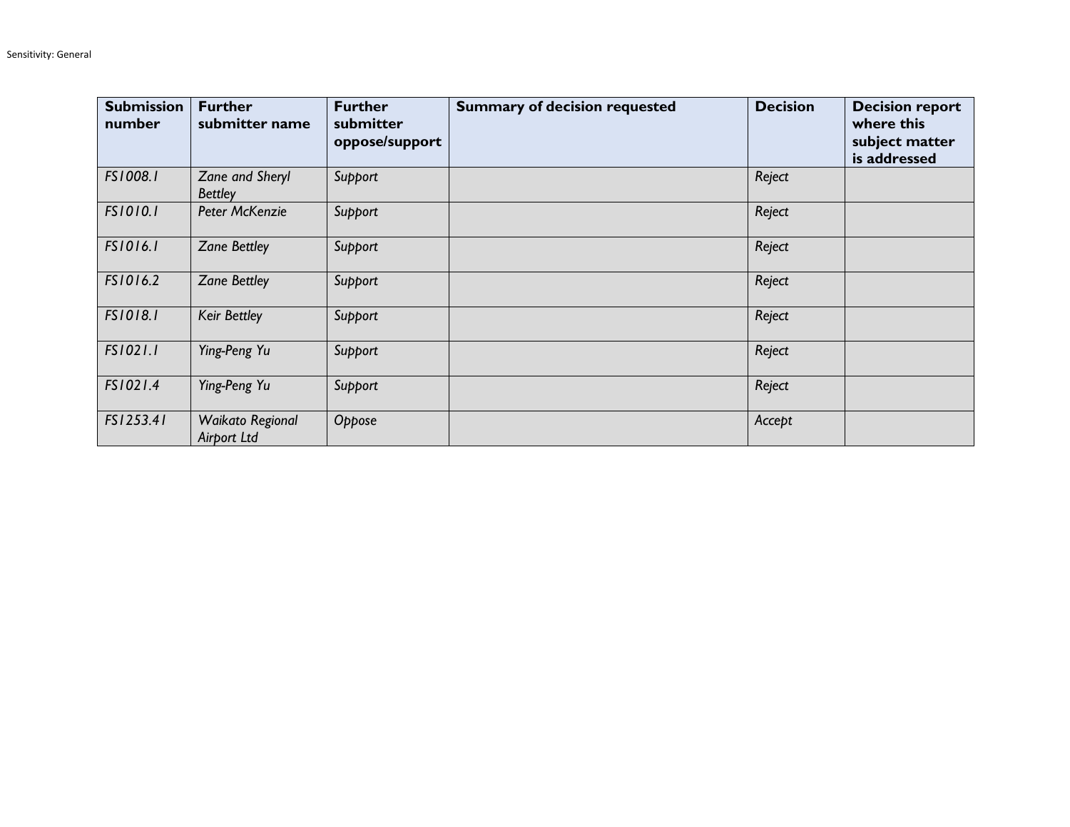| Submission number | Further submitter name | Further submitter oppose/support | Summary of decision requested | Decision | Decision report where this subject matter is addressed |
| --- | --- | --- | --- | --- | --- |
| *FS1008.1* | *Zane and Sheryl Bettley* | *Support* | | *Reject* | |
| *FS1010.1* | *Peter McKenzie* | *Support* | | *Reject* | |
| *FS1016.1* | *Zane Bettley* | *Support* | | *Reject* | |
| *FS1016.2* | *Zane Bettley* | *Support* | | *Reject* | |
| *FS1018.1* | *Keir Bettley* | *Support* | | *Reject* | |
| *FS1021.1* | *Ying-Peng Yu* | *Support* | | *Reject* | |
| *FS1021.4* | *Ying-Peng Yu* | *Support* | | *Reject* | |
| *FS1253.41* | *Waikato Regional Airport Ltd* | *Oppose* | | *Accept* | |